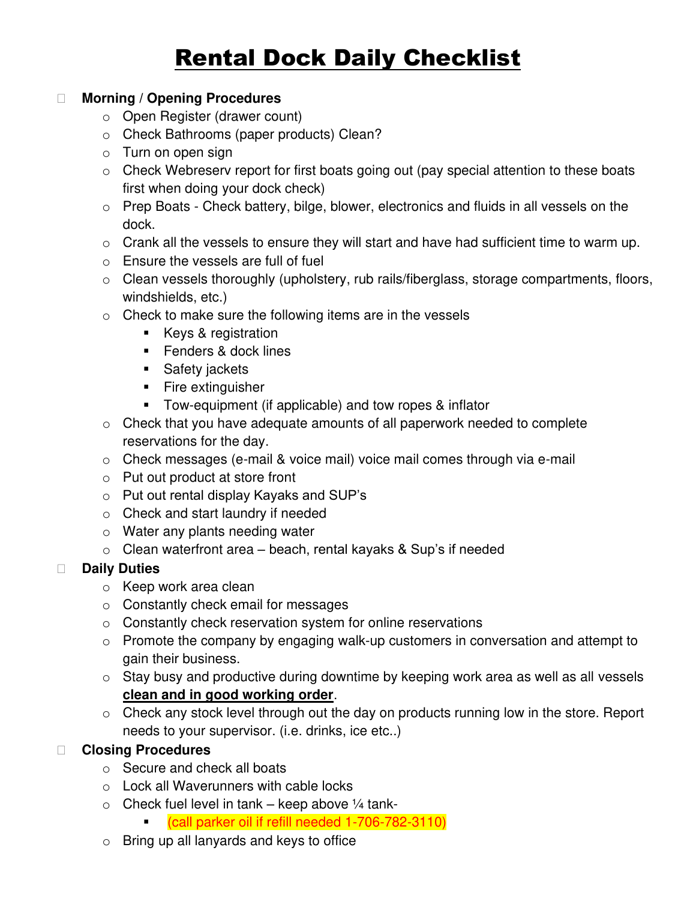# Rental Dock Daily Checklist

- **Morning / Opening Procedures**
  - Open Register (drawer count)
  - Check Bathrooms (paper products) Clean?
  - Turn on open sign
  - Check Webreserv report for first boats going out (pay special attention to these boats first when doing your dock check)
  - Prep Boats - Check battery, bilge, blower, electronics and fluids in all vessels on the dock.
  - Crank all the vessels to ensure they will start and have had sufficient time to warm up.
  - Ensure the vessels are full of fuel
  - Clean vessels thoroughly (upholstery, rub rails/fiberglass, storage compartments, floors, windshields, etc.)
  - Check to make sure the following items are in the vessels
    - Keys & registration
    - Fenders & dock lines
    - Safety jackets
    - Fire extinguisher
    - Tow-equipment (if applicable) and tow ropes & inflator
  - Check that you have adequate amounts of all paperwork needed to complete reservations for the day.
  - Check messages (e-mail & voice mail) voice mail comes through via e-mail
  - Put out product at store front
  - Put out rental display Kayaks and SUP's
  - Check and start laundry if needed
  - Water any plants needing water
  - Clean waterfront area – beach, rental kayaks & Sup's if needed
- **Daily Duties**
  - Keep work area clean
  - Constantly check email for messages
  - Constantly check reservation system for online reservations
  - Promote the company by engaging walk-up customers in conversation and attempt to gain their business.
  - Stay busy and productive during downtime by keeping work area as well as all vessels **clean and in good working order**.
  - Check any stock level through out the day on products running low in the store. Report needs to your supervisor. (i.e. drinks, ice etc..)
- **Closing Procedures**
  - Secure and check all boats
  - Lock all Waverunners with cable locks
  - Check fuel level in tank – keep above ¼ tank-
    - (call parker oil if refill needed 1-706-782-3110)
  - Bring up all lanyards and keys to office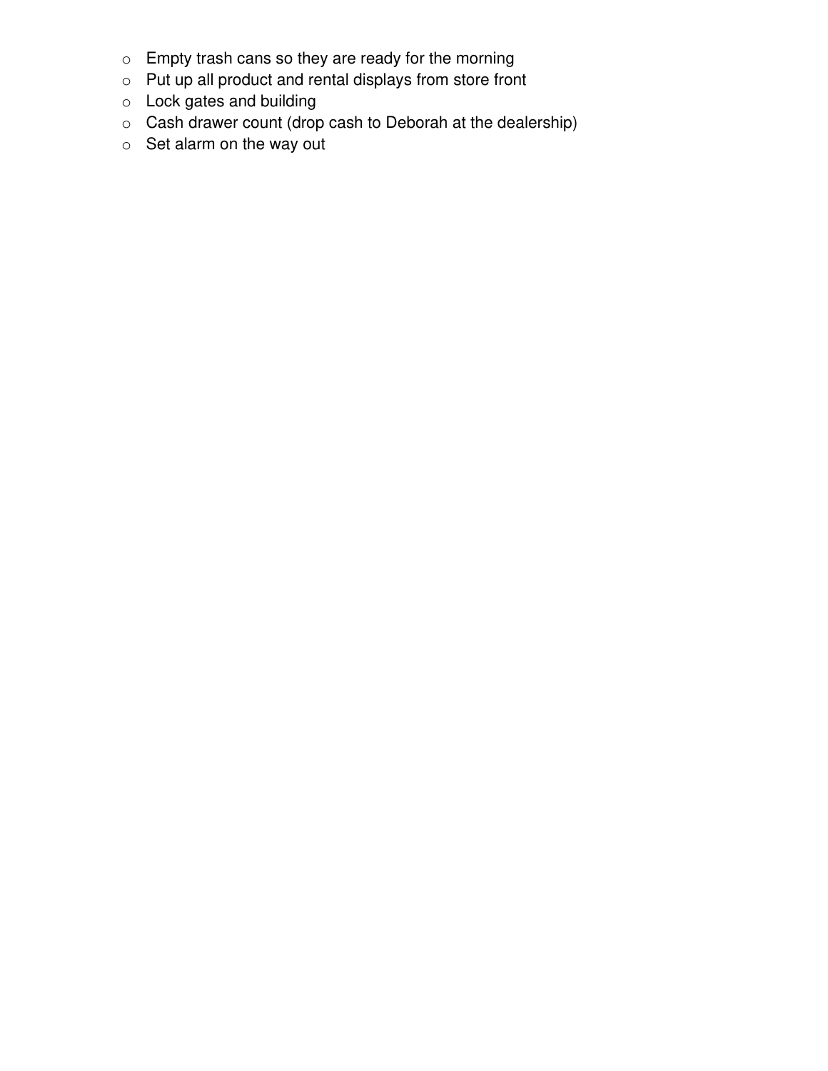- Empty trash cans so they are ready for the morning
- Put up all product and rental displays from store front
- Lock gates and building
- Cash drawer count (drop cash to Deborah at the dealership)
- Set alarm on the way out